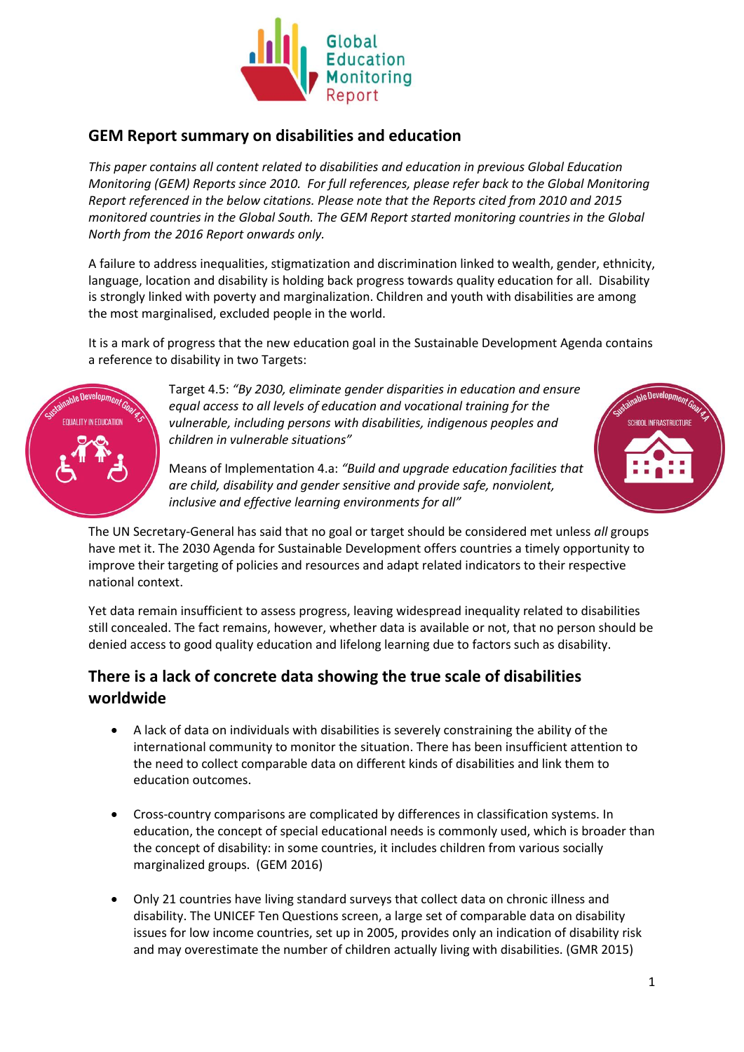# GEM Report summary on disabilities and education

*This paper contains all content related to disabilities and education in previous Global Education Monitoring (GEM) Reports since 2010. For full references, please refer back to the Global Monitoring Report referenced in the below citations. Please note that the Reports cited from 2010 and 2015 monitored countries in the Global South. The GEM Report started monitoring countries in the Global North from the 2016 Report onwards only.*

A failure to address inequalities, stigmatization and discrimination linked to wealth, gender, ethnicity, language, location and disability is holding back progress towards quality education for all. Disability is strongly linked with poverty and marginalization. Children and youth with disabilities are among the most marginalised, excluded people in the world.

It is a mark of progress that the new education goal in the Sustainable Development Agenda contains a reference to disability in two Targets:

Target 4.5: *"By 2030, eliminate gender disparities in education and ensure equal access to all levels of education and vocational training for the vulnerable, including persons with disabilities, indigenous peoples and children in vulnerable situations"*

Means of Implementation 4.a: *"Build and upgrade education facilities that are child, disability and gender sensitive and provide safe, nonviolent, inclusive and effective learning environments for all"*

The UN Secretary-General has said that no goal or target should be considered met unless *all* groups have met it. The 2030 Agenda for Sustainable Development offers countries a timely opportunity to improve their targeting of policies and resources and adapt related indicators to their respective national context.

Yet data remain insufficient to assess progress, leaving widespread inequality related to disabilities still concealed. The fact remains, however, whether data is available or not, that no person should be denied access to good quality education and lifelong learning due to factors such as disability.

## There is a lack of concrete data showing the true scale of disabilities worldwide

- A lack of data on individuals with disabilities is severely constraining the ability of the international community to monitor the situation. There has been insufficient attention to the need to collect comparable data on different kinds of disabilities and link them to education outcomes.

- Cross-country comparisons are complicated by differences in classification systems. In education, the concept of special educational needs is commonly used, which is broader than the concept of disability: in some countries, it includes children from various socially marginalized groups. (GEM 2016)

- Only 21 countries have living standard surveys that collect data on chronic illness and disability. The UNICEF Ten Questions screen, a large set of comparable data on disability issues for low income countries, set up in 2005, provides only an indication of disability risk and may overestimate the number of children actually living with disabilities. (GMR 2015)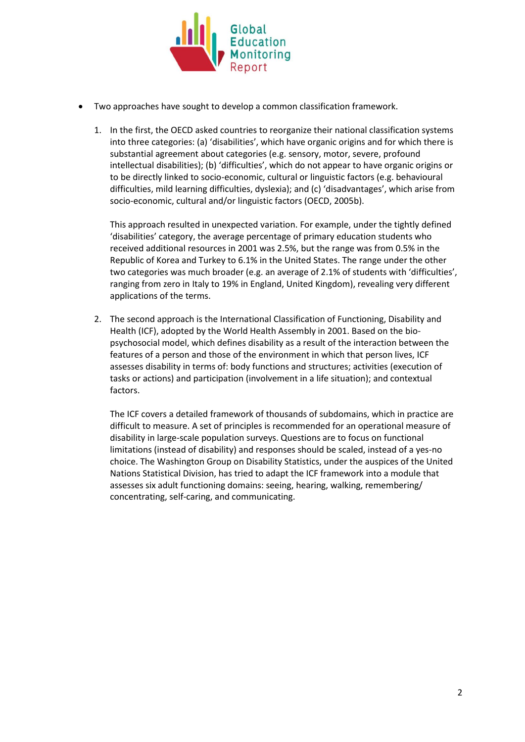- Two approaches have sought to develop a common classification framework.

  1. In the first, the OECD asked countries to reorganize their national classification systems into three categories: (a) 'disabilities', which have organic origins and for which there is substantial agreement about categories (e.g. sensory, motor, severe, profound intellectual disabilities); (b) 'difficulties', which do not appear to have organic origins or to be directly linked to socio-economic, cultural or linguistic factors (e.g. behavioural difficulties, mild learning difficulties, dyslexia); and (c) 'disadvantages', which arise from socio-economic, cultural and/or linguistic factors (OECD, 2005b).

     This approach resulted in unexpected variation. For example, under the tightly defined 'disabilities' category, the average percentage of primary education students who received additional resources in 2001 was 2.5%, but the range was from 0.5% in the Republic of Korea and Turkey to 6.1% in the United States. The range under the other two categories was much broader (e.g. an average of 2.1% of students with 'difficulties', ranging from zero in Italy to 19% in England, United Kingdom), revealing very different applications of the terms.

  2. The second approach is the International Classification of Functioning, Disability and Health (ICF), adopted by the World Health Assembly in 2001. Based on the bio-psychosocial model, which defines disability as a result of the interaction between the features of a person and those of the environment in which that person lives, ICF assesses disability in terms of: body functions and structures; activities (execution of tasks or actions) and participation (involvement in a life situation); and contextual factors.

     The ICF covers a detailed framework of thousands of subdomains, which in practice are difficult to measure. A set of principles is recommended for an operational measure of disability in large-scale population surveys. Questions are to focus on functional limitations (instead of disability) and responses should be scaled, instead of a yes-no choice. The Washington Group on Disability Statistics, under the auspices of the United Nations Statistical Division, has tried to adapt the ICF framework into a module that assesses six adult functioning domains: seeing, hearing, walking, remembering/concentrating, self-caring, and communicating.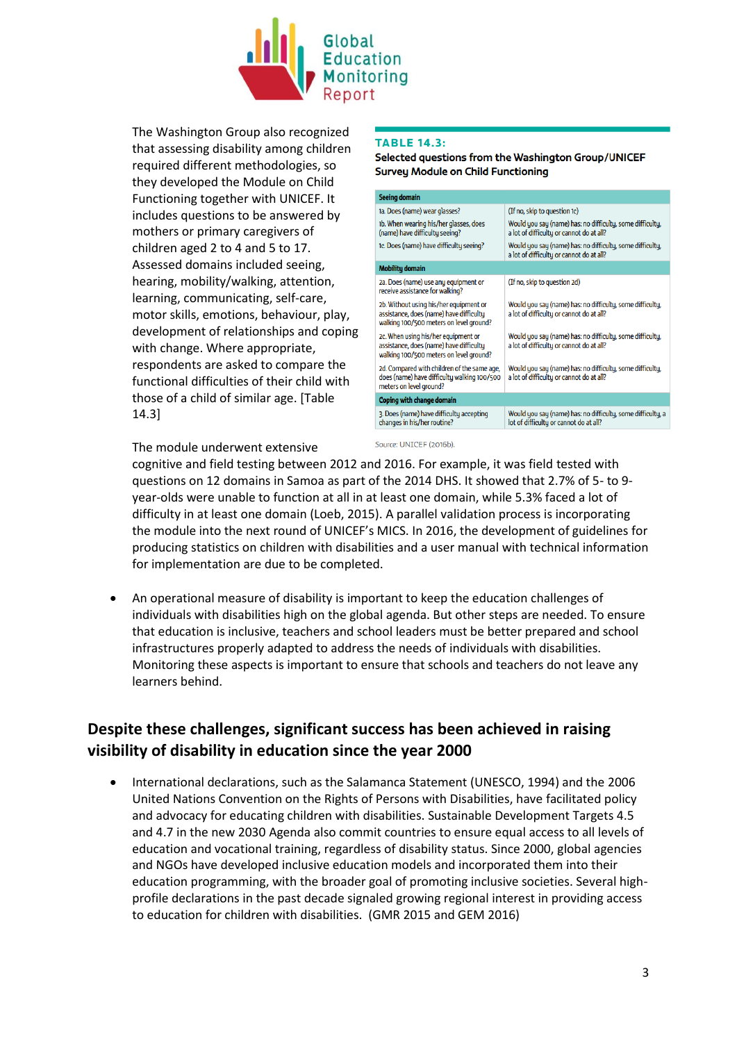The Washington Group also recognized that assessing disability among children required different methodologies, so they developed the Module on Child Functioning together with UNICEF. It includes questions to be answered by mothers or primary caregivers of children aged 2 to 4 and 5 to 17. Assessed domains included seeing, hearing, mobility/walking, attention, learning, communicating, self-care, motor skills, emotions, behaviour, play, development of relationships and coping with change. Where appropriate, respondents are asked to compare the functional difficulties of their child with those of a child of similar age. [Table 14.3]

**TABLE 14.3:**
**Selected questions from the Washington Group/UNICEF Survey Module on Child Functioning**

| | |
|---|---|
| **Seeing domain** | |
| 1a. Does (name) wear glasses? | (If no, skip to question 1c) |
| 1b. When wearing his/her glasses, does (name) have difficulty seeing? | Would you say (name) has: no difficulty, some difficulty, a lot of difficulty or cannot do at all? |
| 1c. Does (name) have difficulty seeing? | Would you say (name) has: no difficulty, some difficulty, a lot of difficulty or cannot do at all? |
| **Mobility domain** | |
| 2a. Does (name) use any equipment or receive assistance for walking? | (If no, skip to question 2d) |
| 2b. Without using his/her equipment or assistance, does (name) have difficulty walking 100/500 meters on level ground? | Would you say (name) has: no difficulty, some difficulty, a lot of difficulty or cannot do at all? |
| 2c. When using his/her equipment or assistance, does (name) have difficulty walking 100/500 meters on level ground? | Would you say (name) has: no difficulty, some difficulty, a lot of difficulty or cannot do at all? |
| 2d. Compared with children of the same age, does (name) have difficulty walking 100/500 meters on level ground? | Would you say (name) has: no difficulty, some difficulty, a lot of difficulty or cannot do at all? |
| **Coping with change domain** | |
| 3. Does (name) have difficulty accepting changes in his/her routine? | Would you say (name) has: no difficulty, some difficulty, a lot of difficulty or cannot do at all? |

Source: UNICEF (2016b).

The module underwent extensive cognitive and field testing between 2012 and 2016. For example, it was field tested with questions on 12 domains in Samoa as part of the 2014 DHS. It showed that 2.7% of 5- to 9-year-olds were unable to function at all in at least one domain, while 5.3% faced a lot of difficulty in at least one domain (Loeb, 2015). A parallel validation process is incorporating the module into the next round of UNICEF's MICS. In 2016, the development of guidelines for producing statistics on children with disabilities and a user manual with technical information for implementation are due to be completed.

- An operational measure of disability is important to keep the education challenges of individuals with disabilities high on the global agenda. But other steps are needed. To ensure that education is inclusive, teachers and school leaders must be better prepared and school infrastructures properly adapted to address the needs of individuals with disabilities. Monitoring these aspects is important to ensure that schools and teachers do not leave any learners behind.

## Despite these challenges, significant success has been achieved in raising visibility of disability in education since the year 2000

- International declarations, such as the Salamanca Statement (UNESCO, 1994) and the 2006 United Nations Convention on the Rights of Persons with Disabilities, have facilitated policy and advocacy for educating children with disabilities. Sustainable Development Targets 4.5 and 4.7 in the new 2030 Agenda also commit countries to ensure equal access to all levels of education and vocational training, regardless of disability status. Since 2000, global agencies and NGOs have developed inclusive education models and incorporated them into their education programming, with the broader goal of promoting inclusive societies. Several high-profile declarations in the past decade signaled growing regional interest in providing access to education for children with disabilities. (GMR 2015 and GEM 2016)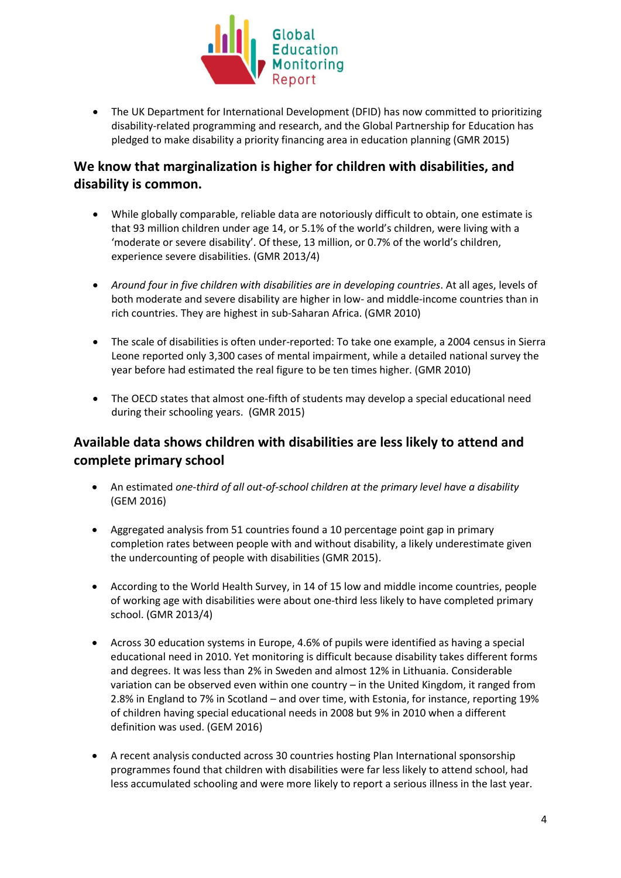- The UK Department for International Development (DFID) has now committed to prioritizing disability-related programming and research, and the Global Partnership for Education has pledged to make disability a priority financing area in education planning (GMR 2015)

## We know that marginalization is higher for children with disabilities, and disability is common.

- While globally comparable, reliable data are notoriously difficult to obtain, one estimate is that 93 million children under age 14, or 5.1% of the world's children, were living with a 'moderate or severe disability'. Of these, 13 million, or 0.7% of the world's children, experience severe disabilities. (GMR 2013/4)

- *Around four in five children with disabilities are in developing countries*. At all ages, levels of both moderate and severe disability are higher in low- and middle-income countries than in rich countries. They are highest in sub-Saharan Africa. (GMR 2010)

- The scale of disabilities is often under-reported: To take one example, a 2004 census in Sierra Leone reported only 3,300 cases of mental impairment, while a detailed national survey the year before had estimated the real figure to be ten times higher. (GMR 2010)

- The OECD states that almost one-fifth of students may develop a special educational need during their schooling years. (GMR 2015)

## Available data shows children with disabilities are less likely to attend and complete primary school

- An estimated *one-third of all out-of-school children at the primary level have a disability* (GEM 2016)

- Aggregated analysis from 51 countries found a 10 percentage point gap in primary completion rates between people with and without disability, a likely underestimate given the undercounting of people with disabilities (GMR 2015).

- According to the World Health Survey, in 14 of 15 low and middle income countries, people of working age with disabilities were about one-third less likely to have completed primary school. (GMR 2013/4)

- Across 30 education systems in Europe, 4.6% of pupils were identified as having a special educational need in 2010. Yet monitoring is difficult because disability takes different forms and degrees. It was less than 2% in Sweden and almost 12% in Lithuania. Considerable variation can be observed even within one country – in the United Kingdom, it ranged from 2.8% in England to 7% in Scotland – and over time, with Estonia, for instance, reporting 19% of children having special educational needs in 2008 but 9% in 2010 when a different definition was used. (GEM 2016)

- A recent analysis conducted across 30 countries hosting Plan International sponsorship programmes found that children with disabilities were far less likely to attend school, had less accumulated schooling and were more likely to report a serious illness in the last year.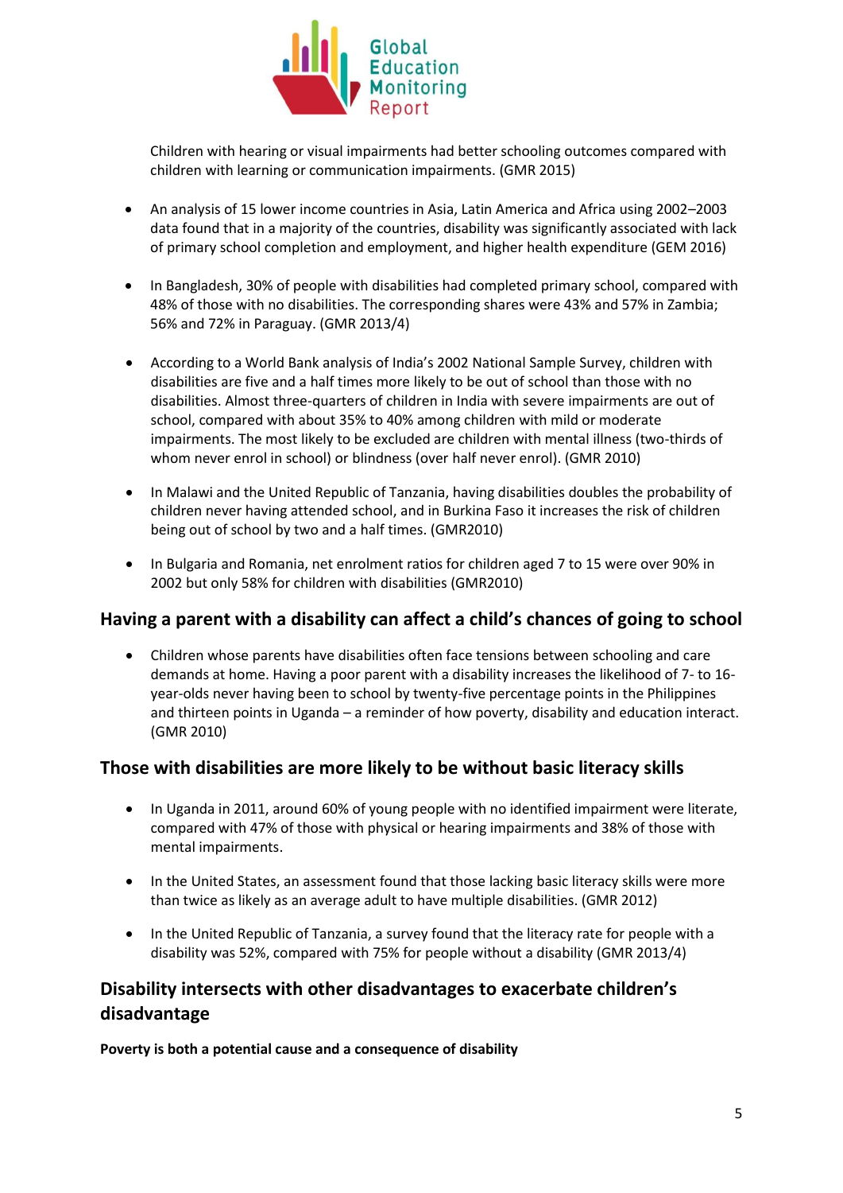Children with hearing or visual impairments had better schooling outcomes compared with children with learning or communication impairments. (GMR 2015)

- An analysis of 15 lower income countries in Asia, Latin America and Africa using 2002–2003 data found that in a majority of the countries, disability was significantly associated with lack of primary school completion and employment, and higher health expenditure (GEM 2016)

- In Bangladesh, 30% of people with disabilities had completed primary school, compared with 48% of those with no disabilities. The corresponding shares were 43% and 57% in Zambia; 56% and 72% in Paraguay. (GMR 2013/4)

- According to a World Bank analysis of India's 2002 National Sample Survey, children with disabilities are five and a half times more likely to be out of school than those with no disabilities. Almost three-quarters of children in India with severe impairments are out of school, compared with about 35% to 40% among children with mild or moderate impairments. The most likely to be excluded are children with mental illness (two-thirds of whom never enrol in school) or blindness (over half never enrol). (GMR 2010)

- In Malawi and the United Republic of Tanzania, having disabilities doubles the probability of children never having attended school, and in Burkina Faso it increases the risk of children being out of school by two and a half times. (GMR2010)

- In Bulgaria and Romania, net enrolment ratios for children aged 7 to 15 were over 90% in 2002 but only 58% for children with disabilities (GMR2010)

## Having a parent with a disability can affect a child's chances of going to school

- Children whose parents have disabilities often face tensions between schooling and care demands at home. Having a poor parent with a disability increases the likelihood of 7- to 16-year-olds never having been to school by twenty-five percentage points in the Philippines and thirteen points in Uganda – a reminder of how poverty, disability and education interact. (GMR 2010)

## Those with disabilities are more likely to be without basic literacy skills

- In Uganda in 2011, around 60% of young people with no identified impairment were literate, compared with 47% of those with physical or hearing impairments and 38% of those with mental impairments.

- In the United States, an assessment found that those lacking basic literacy skills were more than twice as likely as an average adult to have multiple disabilities. (GMR 2012)

- In the United Republic of Tanzania, a survey found that the literacy rate for people with a disability was 52%, compared with 75% for people without a disability (GMR 2013/4)

## Disability intersects with other disadvantages to exacerbate children's disadvantage

**Poverty is both a potential cause and a consequence of disability**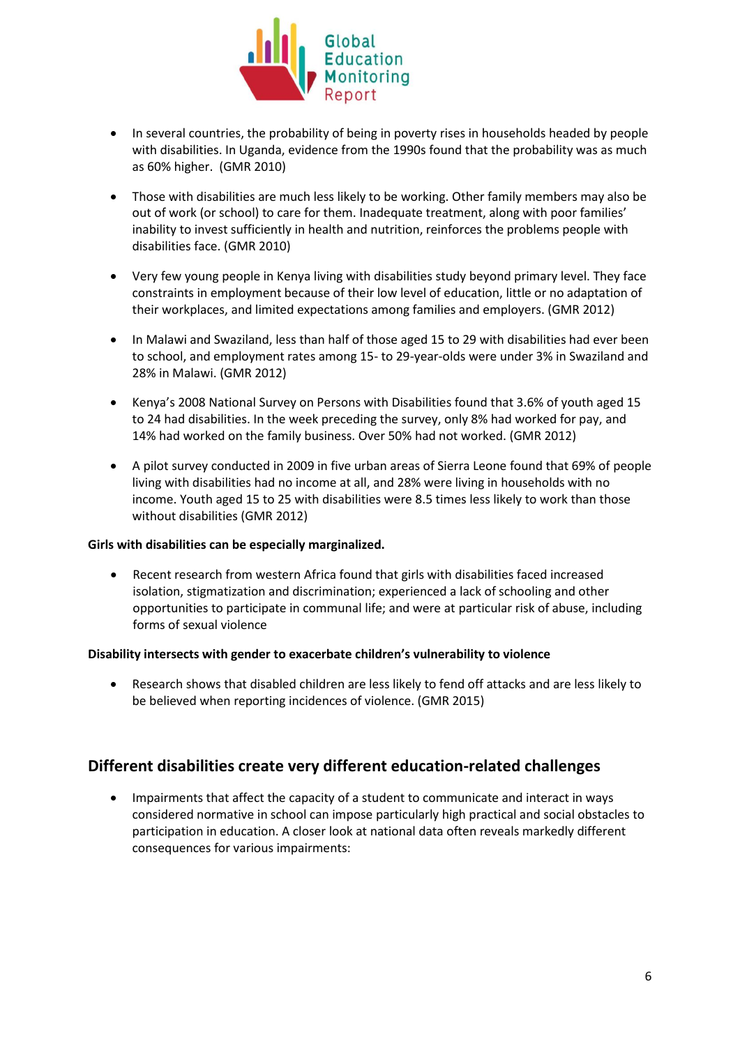- In several countries, the probability of being in poverty rises in households headed by people with disabilities. In Uganda, evidence from the 1990s found that the probability was as much as 60% higher. (GMR 2010)

- Those with disabilities are much less likely to be working. Other family members may also be out of work (or school) to care for them. Inadequate treatment, along with poor families' inability to invest sufficiently in health and nutrition, reinforces the problems people with disabilities face. (GMR 2010)

- Very few young people in Kenya living with disabilities study beyond primary level. They face constraints in employment because of their low level of education, little or no adaptation of their workplaces, and limited expectations among families and employers. (GMR 2012)

- In Malawi and Swaziland, less than half of those aged 15 to 29 with disabilities had ever been to school, and employment rates among 15- to 29-year-olds were under 3% in Swaziland and 28% in Malawi. (GMR 2012)

- Kenya's 2008 National Survey on Persons with Disabilities found that 3.6% of youth aged 15 to 24 had disabilities. In the week preceding the survey, only 8% had worked for pay, and 14% had worked on the family business. Over 50% had not worked. (GMR 2012)

- A pilot survey conducted in 2009 in five urban areas of Sierra Leone found that 69% of people living with disabilities had no income at all, and 28% were living in households with no income. Youth aged 15 to 25 with disabilities were 8.5 times less likely to work than those without disabilities (GMR 2012)

**Girls with disabilities can be especially marginalized.**

- Recent research from western Africa found that girls with disabilities faced increased isolation, stigmatization and discrimination; experienced a lack of schooling and other opportunities to participate in communal life; and were at particular risk of abuse, including forms of sexual violence

**Disability intersects with gender to exacerbate children's vulnerability to violence**

- Research shows that disabled children are less likely to fend off attacks and are less likely to be believed when reporting incidences of violence. (GMR 2015)

## Different disabilities create very different education-related challenges

- Impairments that affect the capacity of a student to communicate and interact in ways considered normative in school can impose particularly high practical and social obstacles to participation in education. A closer look at national data often reveals markedly different consequences for various impairments: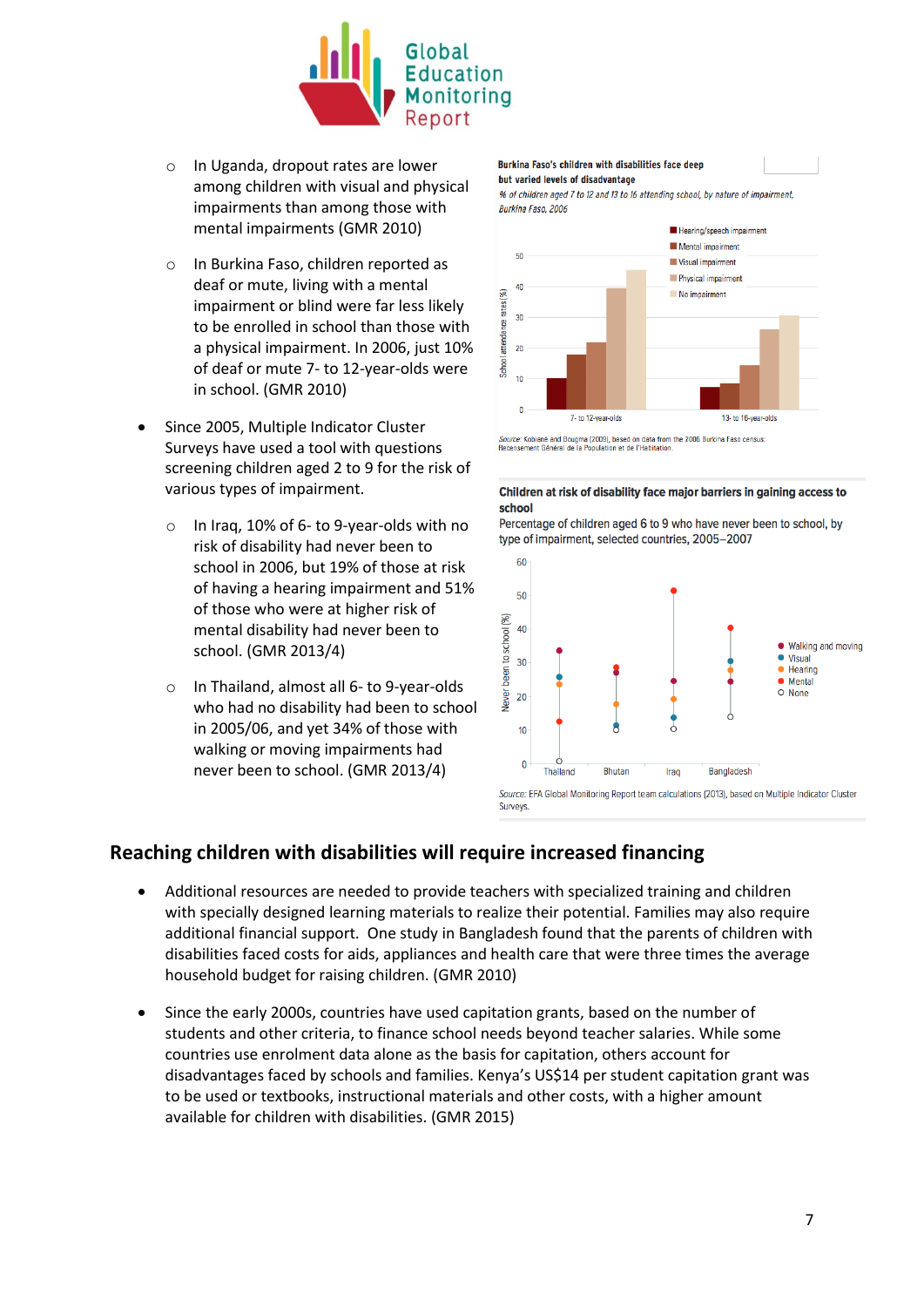- In Uganda, dropout rates are lower among children with visual and physical impairments than among those with mental impairments (GMR 2010)

- In Burkina Faso, children reported as deaf or mute, living with a mental impairment or blind were far less likely to be enrolled in school than those with a physical impairment. In 2006, just 10% of deaf or mute 7- to 12-year-olds were in school. (GMR 2010)

**Burkina Faso's children with disabilities face deep but varied levels of disadvantage**

*% of children aged 7 to 12 and 13 to 16 attending school, by nature of impairment, Burkina Faso, 2006*

*Source:* Kobiané and Bougma (2009), based on data from the 2006 Burkina Faso census: Recensement Général de la Population et de l'Habitation.

- Since 2005, Multiple Indicator Cluster Surveys have used a tool with questions screening children aged 2 to 9 for the risk of various types of impairment.
  - In Iraq, 10% of 6- to 9-year-olds with no risk of disability had never been to school in 2006, but 19% of those at risk of having a hearing impairment and 51% of those who were at higher risk of mental disability had never been to school. (GMR 2013/4)
  - In Thailand, almost all 6- to 9-year-olds who had no disability had been to school in 2005/06, and yet 34% of those with walking or moving impairments had never been to school. (GMR 2013/4)

**Children at risk of disability face major barriers in gaining access to school**

Percentage of children aged 6 to 9 who have never been to school, by type of impairment, selected countries, 2005–2007

*Source:* EFA Global Monitoring Report team calculations (2013), based on Multiple Indicator Cluster Surveys.

## Reaching children with disabilities will require increased financing

- Additional resources are needed to provide teachers with specialized training and children with specially designed learning materials to realize their potential. Families may also require additional financial support. One study in Bangladesh found that the parents of children with disabilities faced costs for aids, appliances and health care that were three times the average household budget for raising children. (GMR 2010)

- Since the early 2000s, countries have used capitation grants, based on the number of students and other criteria, to finance school needs beyond teacher salaries. While some countries use enrolment data alone as the basis for capitation, others account for disadvantages faced by schools and families. Kenya's US$14 per student capitation grant was to be used or textbooks, instructional materials and other costs, with a higher amount available for children with disabilities. (GMR 2015)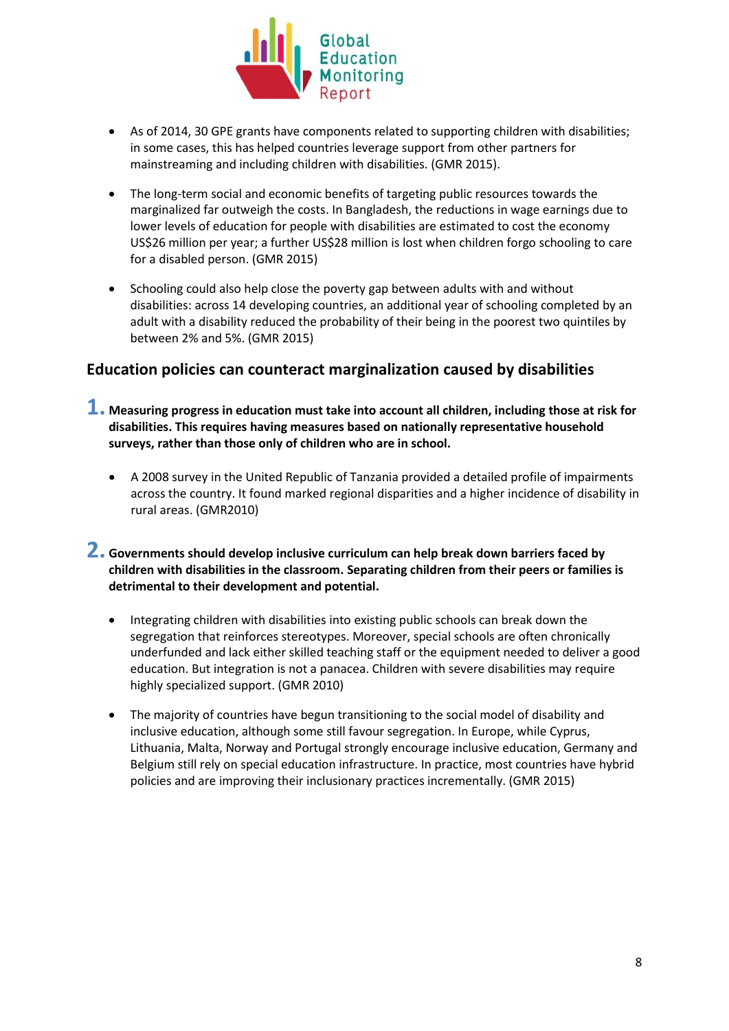- As of 2014, 30 GPE grants have components related to supporting children with disabilities; in some cases, this has helped countries leverage support from other partners for mainstreaming and including children with disabilities. (GMR 2015).
- The long-term social and economic benefits of targeting public resources towards the marginalized far outweigh the costs. In Bangladesh, the reductions in wage earnings due to lower levels of education for people with disabilities are estimated to cost the economy US$26 million per year; a further US$28 million is lost when children forgo schooling to care for a disabled person. (GMR 2015)
- Schooling could also help close the poverty gap between adults with and without disabilities: across 14 developing countries, an additional year of schooling completed by an adult with a disability reduced the probability of their being in the poorest two quintiles by between 2% and 5%. (GMR 2015)

## Education policies can counteract marginalization caused by disabilities

1. **Measuring progress in education must take into account all children, including those at risk for disabilities. This requires having measures based on nationally representative household surveys, rather than those only of children who are in school.**

   - A 2008 survey in the United Republic of Tanzania provided a detailed profile of impairments across the country. It found marked regional disparities and a higher incidence of disability in rural areas. (GMR2010)

2. **Governments should develop inclusive curriculum can help break down barriers faced by children with disabilities in the classroom. Separating children from their peers or families is detrimental to their development and potential.**

   - Integrating children with disabilities into existing public schools can break down the segregation that reinforces stereotypes. Moreover, special schools are often chronically underfunded and lack either skilled teaching staff or the equipment needed to deliver a good education. But integration is not a panacea. Children with severe disabilities may require highly specialized support. (GMR 2010)
   - The majority of countries have begun transitioning to the social model of disability and inclusive education, although some still favour segregation. In Europe, while Cyprus, Lithuania, Malta, Norway and Portugal strongly encourage inclusive education, Germany and Belgium still rely on special education infrastructure. In practice, most countries have hybrid policies and are improving their inclusionary practices incrementally. (GMR 2015)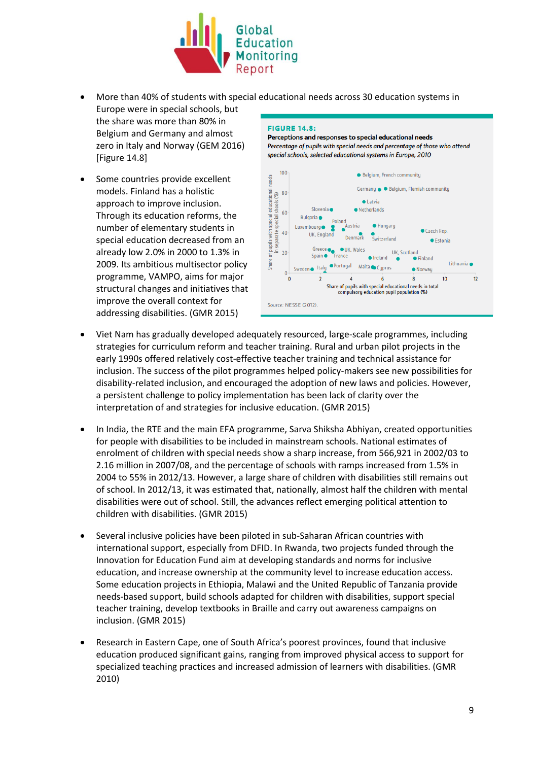- More than 40% of students with special educational needs across 30 education systems in Europe were in special schools, but the share was more than 80% in Belgium and Germany and almost zero in Italy and Norway (GEM 2016) [Figure 14.8]

**FIGURE 14.8:**

**Perceptions and responses to special educational needs**

*Percentage of pupils with special needs and percentage of those who attend special schools, selected educational systems in Europe, 2010*

Source: NESSE (2012).

- Some countries provide excellent models. Finland has a holistic approach to improve inclusion. Through its education reforms, the number of elementary students in special education decreased from an already low 2.0% in 2000 to 1.3% in 2009. Its ambitious multisector policy programme, VAMPO, aims for major structural changes and initiatives that improve the overall context for addressing disabilities. (GMR 2015)

- Viet Nam has gradually developed adequately resourced, large-scale programmes, including strategies for curriculum reform and teacher training. Rural and urban pilot projects in the early 1990s offered relatively cost-effective teacher training and technical assistance for inclusion. The success of the pilot programmes helped policy-makers see new possibilities for disability-related inclusion, and encouraged the adoption of new laws and policies. However, a persistent challenge to policy implementation has been lack of clarity over the interpretation of and strategies for inclusive education. (GMR 2015)

- In India, the RTE and the main EFA programme, Sarva Shiksha Abhiyan, created opportunities for people with disabilities to be included in mainstream schools. National estimates of enrolment of children with special needs show a sharp increase, from 566,921 in 2002/03 to 2.16 million in 2007/08, and the percentage of schools with ramps increased from 1.5% in 2004 to 55% in 2012/13. However, a large share of children with disabilities still remains out of school. In 2012/13, it was estimated that, nationally, almost half the children with mental disabilities were out of school. Still, the advances reflect emerging political attention to children with disabilities. (GMR 2015)

- Several inclusive policies have been piloted in sub-Saharan African countries with international support, especially from DFID. In Rwanda, two projects funded through the Innovation for Education Fund aim at developing standards and norms for inclusive education, and increase ownership at the community level to increase education access. Some education projects in Ethiopia, Malawi and the United Republic of Tanzania provide needs-based support, build schools adapted for children with disabilities, support special teacher training, develop textbooks in Braille and carry out awareness campaigns on inclusion. (GMR 2015)

- Research in Eastern Cape, one of South Africa's poorest provinces, found that inclusive education produced significant gains, ranging from improved physical access to support for specialized teaching practices and increased admission of learners with disabilities. (GMR 2010)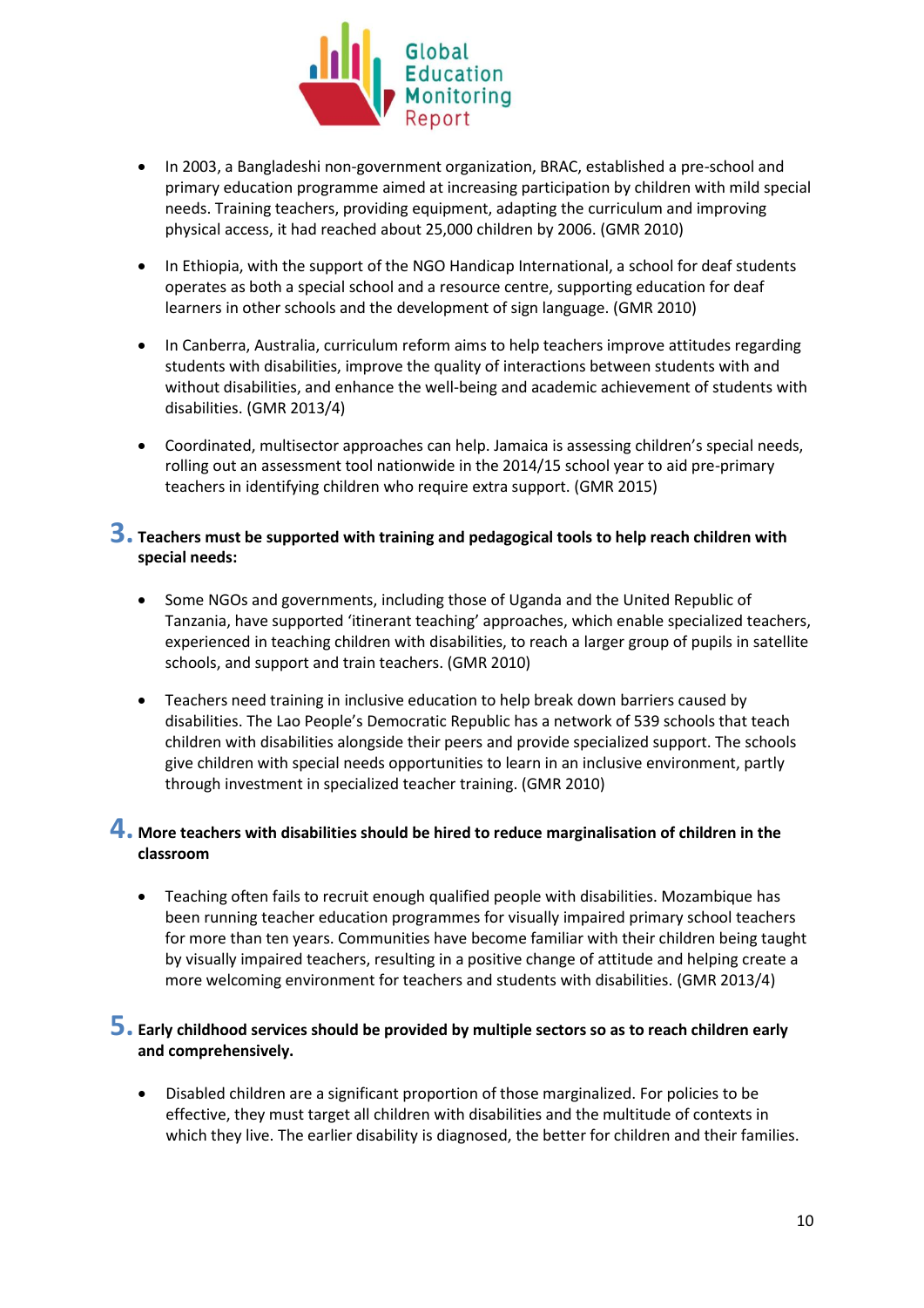- In 2003, a Bangladeshi non-government organization, BRAC, established a pre-school and primary education programme aimed at increasing participation by children with mild special needs. Training teachers, providing equipment, adapting the curriculum and improving physical access, it had reached about 25,000 children by 2006. (GMR 2010)

- In Ethiopia, with the support of the NGO Handicap International, a school for deaf students operates as both a special school and a resource centre, supporting education for deaf learners in other schools and the development of sign language. (GMR 2010)

- In Canberra, Australia, curriculum reform aims to help teachers improve attitudes regarding students with disabilities, improve the quality of interactions between students with and without disabilities, and enhance the well-being and academic achievement of students with disabilities. (GMR 2013/4)

- Coordinated, multisector approaches can help. Jamaica is assessing children's special needs, rolling out an assessment tool nationwide in the 2014/15 school year to aid pre-primary teachers in identifying children who require extra support. (GMR 2015)

## 3. Teachers must be supported with training and pedagogical tools to help reach children with special needs:

- Some NGOs and governments, including those of Uganda and the United Republic of Tanzania, have supported 'itinerant teaching' approaches, which enable specialized teachers, experienced in teaching children with disabilities, to reach a larger group of pupils in satellite schools, and support and train teachers. (GMR 2010)

- Teachers need training in inclusive education to help break down barriers caused by disabilities. The Lao People's Democratic Republic has a network of 539 schools that teach children with disabilities alongside their peers and provide specialized support. The schools give children with special needs opportunities to learn in an inclusive environment, partly through investment in specialized teacher training. (GMR 2010)

## 4. More teachers with disabilities should be hired to reduce marginalisation of children in the classroom

- Teaching often fails to recruit enough qualified people with disabilities. Mozambique has been running teacher education programmes for visually impaired primary school teachers for more than ten years. Communities have become familiar with their children being taught by visually impaired teachers, resulting in a positive change of attitude and helping create a more welcoming environment for teachers and students with disabilities. (GMR 2013/4)

## 5. Early childhood services should be provided by multiple sectors so as to reach children early and comprehensively.

- Disabled children are a significant proportion of those marginalized. For policies to be effective, they must target all children with disabilities and the multitude of contexts in which they live. The earlier disability is diagnosed, the better for children and their families.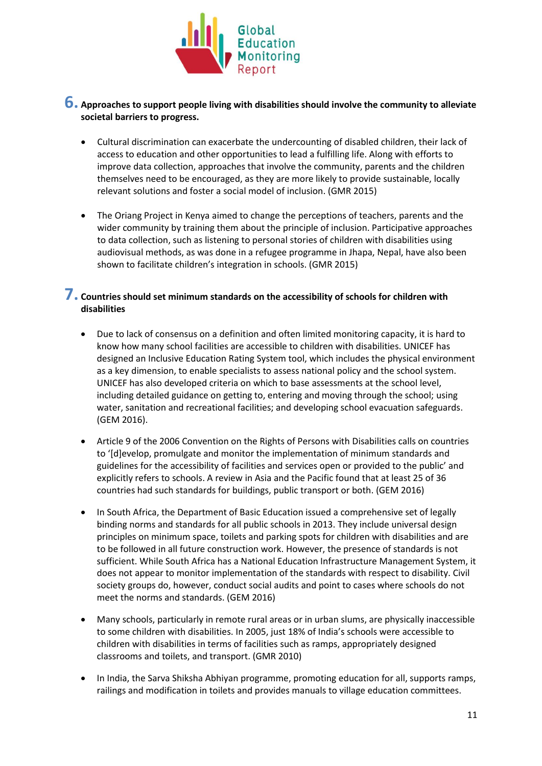## 6. Approaches to support people living with disabilities should involve the community to alleviate societal barriers to progress.

- Cultural discrimination can exacerbate the undercounting of disabled children, their lack of access to education and other opportunities to lead a fulfilling life. Along with efforts to improve data collection, approaches that involve the community, parents and the children themselves need to be encouraged, as they are more likely to provide sustainable, locally relevant solutions and foster a social model of inclusion. (GMR 2015)

- The Oriang Project in Kenya aimed to change the perceptions of teachers, parents and the wider community by training them about the principle of inclusion. Participative approaches to data collection, such as listening to personal stories of children with disabilities using audiovisual methods, as was done in a refugee programme in Jhapa, Nepal, have also been shown to facilitate children's integration in schools. (GMR 2015)

## 7. Countries should set minimum standards on the accessibility of schools for children with disabilities

- Due to lack of consensus on a definition and often limited monitoring capacity, it is hard to know how many school facilities are accessible to children with disabilities. UNICEF has designed an Inclusive Education Rating System tool, which includes the physical environment as a key dimension, to enable specialists to assess national policy and the school system. UNICEF has also developed criteria on which to base assessments at the school level, including detailed guidance on getting to, entering and moving through the school; using water, sanitation and recreational facilities; and developing school evacuation safeguards. (GEM 2016).

- Article 9 of the 2006 Convention on the Rights of Persons with Disabilities calls on countries to '[d]evelop, promulgate and monitor the implementation of minimum standards and guidelines for the accessibility of facilities and services open or provided to the public' and explicitly refers to schools. A review in Asia and the Pacific found that at least 25 of 36 countries had such standards for buildings, public transport or both. (GEM 2016)

- In South Africa, the Department of Basic Education issued a comprehensive set of legally binding norms and standards for all public schools in 2013. They include universal design principles on minimum space, toilets and parking spots for children with disabilities and are to be followed in all future construction work. However, the presence of standards is not sufficient. While South Africa has a National Education Infrastructure Management System, it does not appear to monitor implementation of the standards with respect to disability. Civil society groups do, however, conduct social audits and point to cases where schools do not meet the norms and standards. (GEM 2016)

- Many schools, particularly in remote rural areas or in urban slums, are physically inaccessible to some children with disabilities. In 2005, just 18% of India's schools were accessible to children with disabilities in terms of facilities such as ramps, appropriately designed classrooms and toilets, and transport. (GMR 2010)

- In India, the Sarva Shiksha Abhiyan programme, promoting education for all, supports ramps, railings and modification in toilets and provides manuals to village education committees.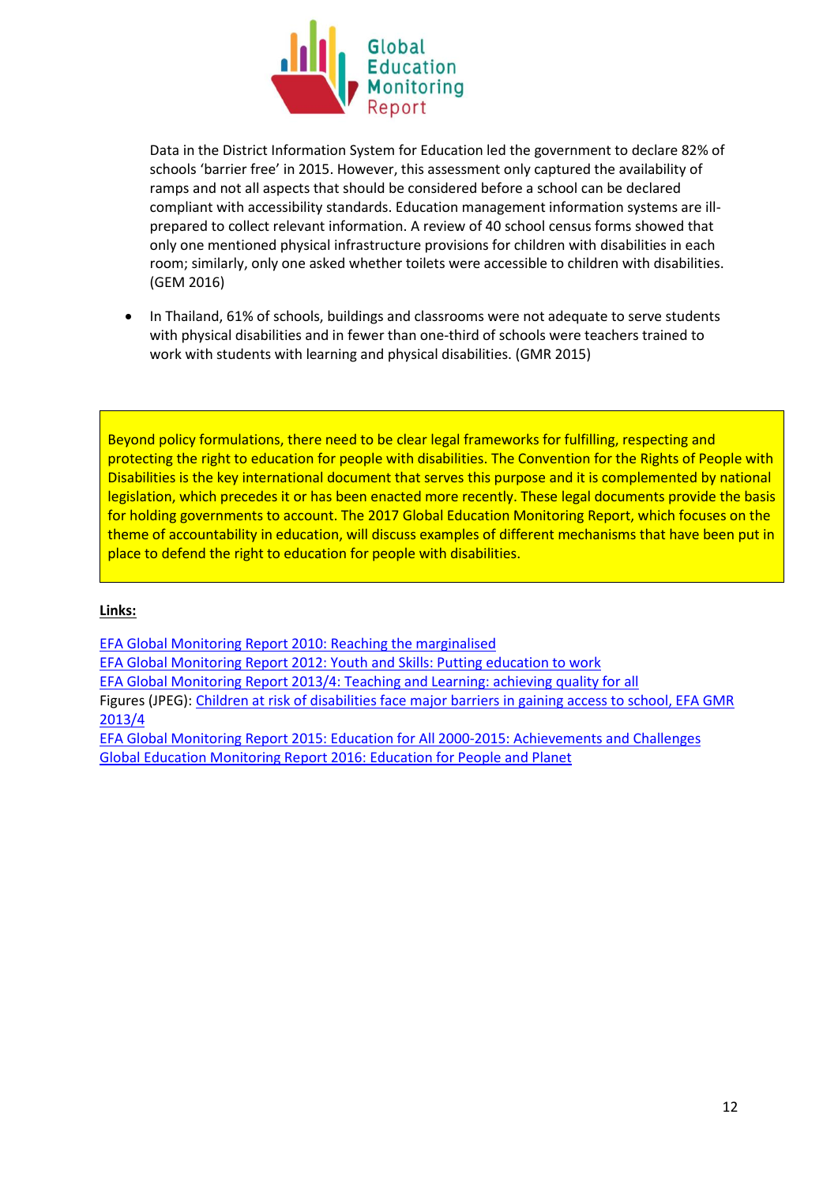Data in the District Information System for Education led the government to declare 82% of schools 'barrier free' in 2015. However, this assessment only captured the availability of ramps and not all aspects that should be considered before a school can be declared compliant with accessibility standards. Education management information systems are ill-prepared to collect relevant information. A review of 40 school census forms showed that only one mentioned physical infrastructure provisions for children with disabilities in each room; similarly, only one asked whether toilets were accessible to children with disabilities. (GEM 2016)

- In Thailand, 61% of schools, buildings and classrooms were not adequate to serve students with physical disabilities and in fewer than one-third of schools were teachers trained to work with students with learning and physical disabilities. (GMR 2015)

Beyond policy formulations, there need to be clear legal frameworks for fulfilling, respecting and protecting the right to education for people with disabilities. The Convention for the Rights of People with Disabilities is the key international document that serves this purpose and it is complemented by national legislation, which precedes it or has been enacted more recently. These legal documents provide the basis for holding governments to account. The 2017 Global Education Monitoring Report, which focuses on the theme of accountability in education, will discuss examples of different mechanisms that have been put in place to defend the right to education for people with disabilities.

**Links:**

EFA Global Monitoring Report 2010: Reaching the marginalised
EFA Global Monitoring Report 2012: Youth and Skills: Putting education to work
EFA Global Monitoring Report 2013/4: Teaching and Learning: achieving quality for all
Figures (JPEG): Children at risk of disabilities face major barriers in gaining access to school, EFA GMR 2013/4
EFA Global Monitoring Report 2015: Education for All 2000-2015: Achievements and Challenges
Global Education Monitoring Report 2016: Education for People and Planet